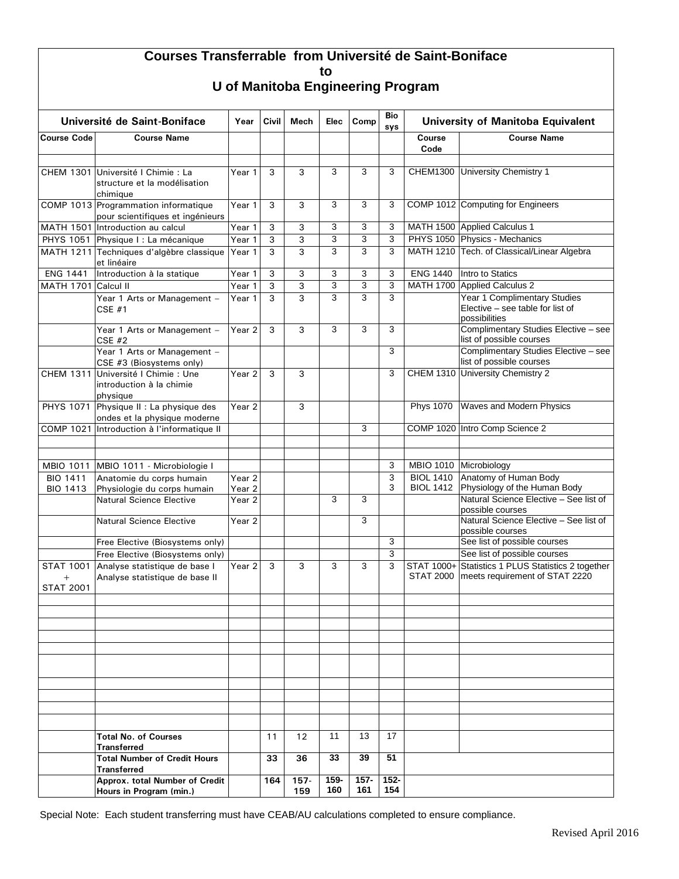# Courses Transferrable from Université de Saint-Boniface to U of Manitoba Engineering Program

| Université de Saint-Boniface | | Year | Civil | Mech | Elec | Comp | Bio sys | University of Manitoba Equivalent | |
|---|---|---|---|---|---|---|---|---|---|
| **Course Code** | **Course Name** | | | | | | | **Course Code** | **Course Name** |
| CHEM 1301 | Université I Chimie : La structure et la modélisation chimique | Year 1 | 3 | 3 | 3 | 3 | 3 | CHEM1300 | University Chemistry 1 |
| COMP 1013 | Programmation informatique pour scientifiques et ingénieurs | Year 1 | 3 | 3 | 3 | 3 | 3 | COMP 1012 | Computing for Engineers |
| MATH 1501 | Introduction au calcul | Year 1 | 3 | 3 | 3 | 3 | 3 | MATH 1500 | Applied Calculus 1 |
| PHYS 1051 | Physique I : La mécanique | Year 1 | 3 | 3 | 3 | 3 | 3 | PHYS 1050 | Physics - Mechanics |
| MATH 1211 | Techniques d'algèbre classique et linéaire | Year 1 | 3 | 3 | 3 | 3 | 3 | MATH 1210 | Tech. of Classical/Linear Algebra |
| ENG 1441 | Introduction à la statique | Year 1 | 3 | 3 | 3 | 3 | 3 | ENG 1440 | Intro to Statics |
| MATH 1701 | Calcul II | Year 1 | 3 | 3 | 3 | 3 | 3 | MATH 1700 | Applied Calculus 2 |
| | Year 1 Arts or Management – CSE #1 | Year 1 | 3 | 3 | 3 | 3 | 3 | | Year 1 Complimentary Studies Elective – see table for list of possibilities |
| | Year 1 Arts or Management – CSE #2 | Year 2 | 3 | 3 | 3 | 3 | 3 | | Complimentary Studies Elective – see list of possible courses |
| | Year 1 Arts or Management – CSE #3 (Biosystems only) | | | | | | 3 | | Complimentary Studies Elective – see list of possible courses |
| CHEM 1311 | Université I Chimie : Une introduction à la chimie physique | Year 2 | 3 | 3 | | | 3 | CHEM 1310 | University Chemistry 2 |
| PHYS 1071 | Physique II : La physique des ondes et la physique moderne | Year 2 | | 3 | | | | Phys 1070 | Waves and Modern Physics |
| COMP 1021 | Introduction à l'informatique II | | | | | 3 | | COMP 1020 | Intro Comp Science 2 |
| MBIO 1011 | MBIO 1011 - Microbiologie I | | | | | | 3 | MBIO 1010 | Microbiology |
| BIO 1411<br>BIO 1413 | Anatomie du corps humain<br>Physiologie du corps humain | Year 2<br>Year 2 | | | | | 3<br>3 | BIOL 1410<br>BIOL 1412 | Anatomy of Human Body<br>Physiology of the Human Body |
| | Natural Science Elective | Year 2 | | | 3 | 3 | | | Natural Science Elective – See list of possible courses |
| | Natural Science Elective | Year 2 | | | | 3 | | | Natural Science Elective – See list of possible courses |
| | Free Elective (Biosystems only) | | | | | | 3 | | See list of possible courses |
| | Free Elective (Biosystems only) | | | | | | 3 | | See list of possible courses |
| STAT 1001 + STAT 2001 | Analyse statistique de base I<br>Analyse statistique de base II | Year 2 | 3 | 3 | 3 | 3 | 3 | STAT 1000+<br>STAT 2000 | Statistics 1 PLUS Statistics 2 together meets requirement of STAT 2220 |
| | **Total No. of Courses Transferred** | | 11 | 12 | 11 | 13 | 17 | | |
| | **Total Number of Credit Hours Transferred** | | **33** | **36** | **33** | **39** | **51** | | |
| | **Approx. total Number of Credit Hours in Program (min.)** | | **164** | **157-159** | **159-160** | **157-161** | **152-154** | | |

Special Note: Each student transferring must have CEAB/AU calculations completed to ensure compliance.

Revised April 2016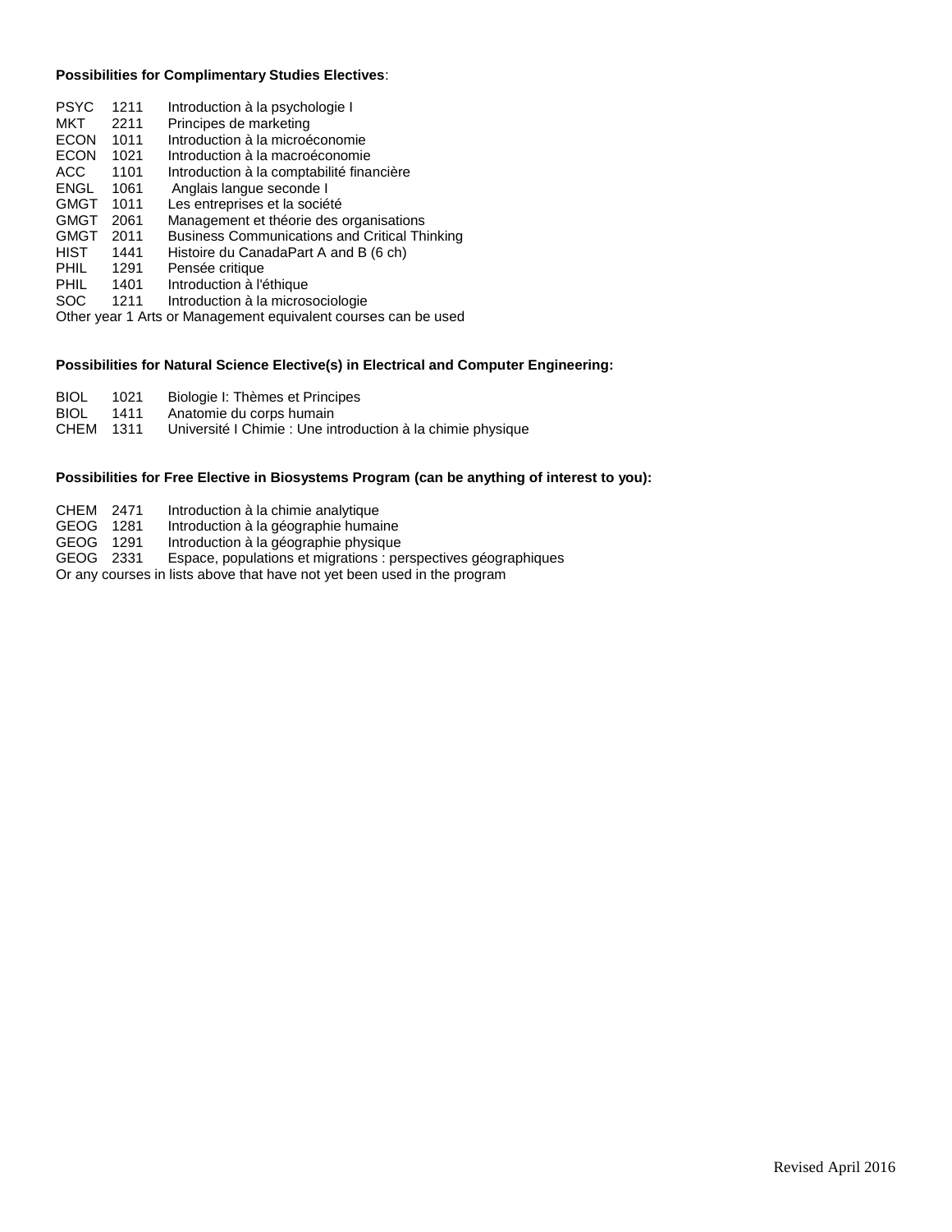**Possibilities for Complimentary Studies Electives**:

| | | |
|---|---|---|
| PSYC | 1211 | Introduction à la psychologie I |
| MKT | 2211 | Principes de marketing |
| ECON | 1011 | Introduction à la microéconomie |
| ECON | 1021 | Introduction à la macroéconomie |
| ACC | 1101 | Introduction à la comptabilité financière |
| ENGL | 1061 | Anglais langue seconde I |
| GMGT | 1011 | Les entreprises et la société |
| GMGT | 2061 | Management et théorie des organisations |
| GMGT | 2011 | Business Communications and Critical Thinking |
| HIST | 1441 | Histoire du CanadaPart A and B (6 ch) |
| PHIL | 1291 | Pensée critique |
| PHIL | 1401 | Introduction à l'éthique |
| SOC | 1211 | Introduction à la microsociologie |

Other year 1 Arts or Management equivalent courses can be used

**Possibilities for Natural Science Elective(s) in Electrical and Computer Engineering:**

| | | |
|---|---|---|
| BIOL | 1021 | Biologie I: Thèmes et Principes |
| BIOL | 1411 | Anatomie du corps humain |
| CHEM | 1311 | Université I Chimie : Une introduction à la chimie physique |

**Possibilities for Free Elective in Biosystems Program (can be anything of interest to you):**

| | | |
|---|---|---|
| CHEM | 2471 | Introduction à la chimie analytique |
| GEOG | 1281 | Introduction à la géographie humaine |
| GEOG | 1291 | Introduction à la géographie physique |
| GEOG | 2331 | Espace, populations et migrations : perspectives géographiques |

Or any courses in lists above that have not yet been used in the program

Revised April 2016